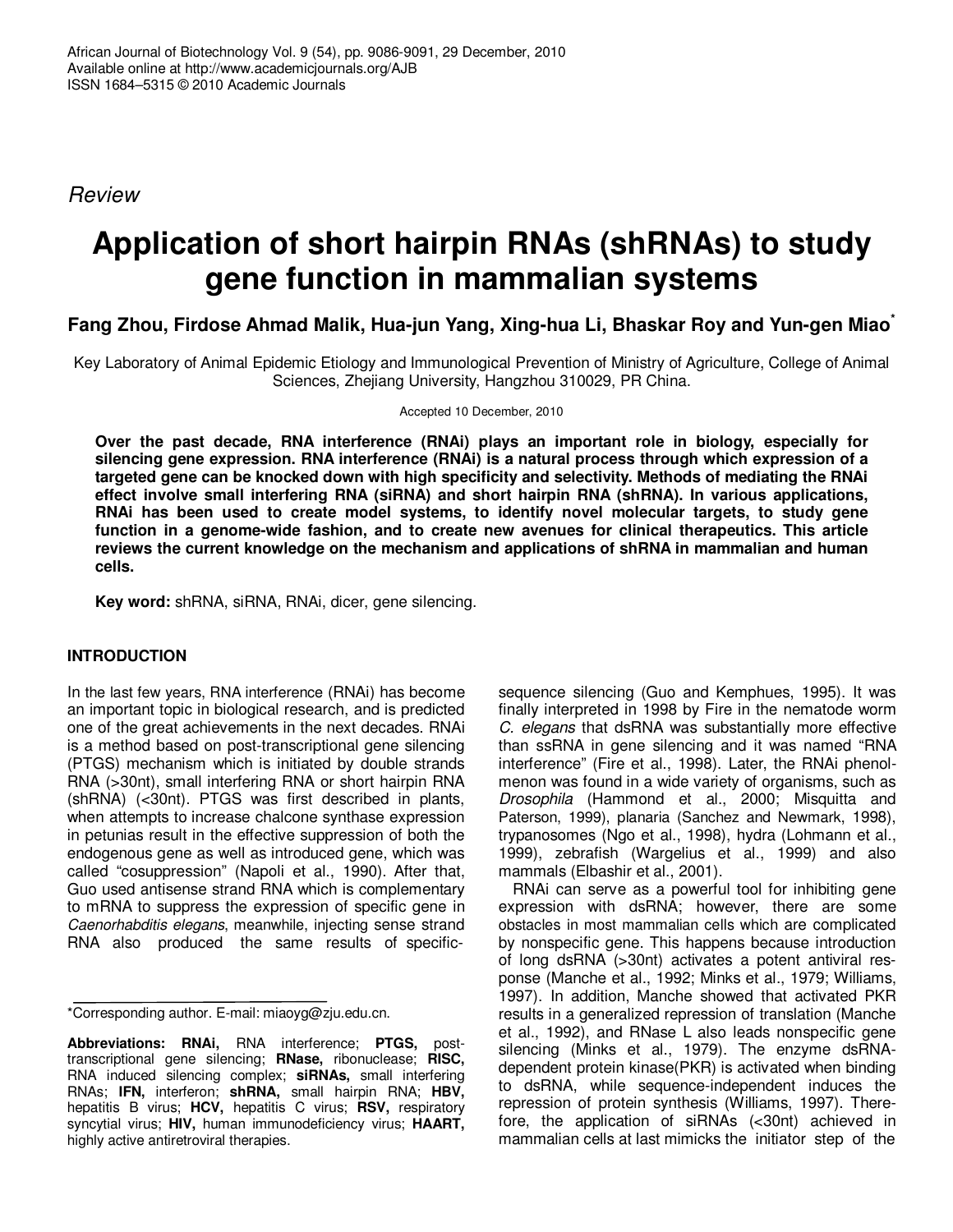*Review*

# Application of short hairpin RNAs (shRNAs) to study gene function in mammalian systems

**Fang Zhou, Firdose Ahmad Malik, Hua-jun Yang, Xing-hua Li, Bhaskar Roy and Yun-gen Miao***

Key Laboratory of Animal Epidemic Etiology and Immunological Prevention of Ministry of Agriculture, College of Animal Sciences, Zhejiang University, Hangzhou 310029, PR China.

Accepted 10 December, 2010

**Over the past decade, RNA interference (RNAi) plays an important role in biology, especially for silencing gene expression. RNA interference (RNAi) is a natural process through which expression of a targeted gene can be knocked down with high specificity and selectivity. Methods of mediating the RNAi effect involve small interfering RNA (siRNA) and short hairpin RNA (shRNA). In various applications, RNAi has been used to create model systems, to identify novel molecular targets, to study gene function in a genome-wide fashion, and to create new avenues for clinical therapeutics. This article reviews the current knowledge on the mechanism and applications of shRNA in mammalian and human cells.**

**Key word:** shRNA, siRNA, RNAi, dicer, gene silencing.

## INTRODUCTION

In the last few years, RNA interference (RNAi) has become an important topic in biological research, and is predicted one of the great achievements in the next decades. RNAi is a method based on post-transcriptional gene silencing (PTGS) mechanism which is initiated by double strands RNA (>30nt), small interfering RNA or short hairpin RNA (shRNA) (<30nt). PTGS was first described in plants, when attempts to increase chalcone synthase expression in petunias result in the effective suppression of both the endogenous gene as well as introduced gene, which was called "cosuppression" (Napoli et al., 1990). After that, Guo used antisense strand RNA which is complementary to mRNA to suppress the expression of specific gene in *Caenorhabditis elegans*, meanwhile, injecting sense strand RNA also produced the same results of specific-sequence silencing (Guo and Kemphues, 1995). It was finally interpreted in 1998 by Fire in the nematode worm *C. elegans* that dsRNA was substantially more effective than ssRNA in gene silencing and it was named "RNA interference" (Fire et al., 1998). Later, the RNAi phenolmenon was found in a wide variety of organisms, such as *Drosophila* (Hammond et al., 2000; Misquitta and Paterson, 1999), planaria (Sanchez and Newmark, 1998), trypanosomes (Ngo et al., 1998), hydra (Lohmann et al., 1999), zebrafish (Wargelius et al., 1999) and also mammals (Elbashir et al., 2001).

RNAi can serve as a powerful tool for inhibiting gene expression with dsRNA; however, there are some obstacles in most mammalian cells which are complicated by nonspecific gene. This happens because introduction of long dsRNA (>30nt) activates a potent antiviral response (Manche et al., 1992; Minks et al., 1979; Williams, 1997). In addition, Manche showed that activated PKR results in a generalized repression of translation (Manche et al., 1992), and RNase L also leads nonspecific gene silencing (Minks et al., 1979). The enzyme dsRNA-dependent protein kinase(PKR) is activated when binding to dsRNA, while sequence-independent induces the repression of protein synthesis (Williams, 1997). Therefore, the application of siRNAs (<30nt) achieved in mammalian cells at last mimicks the initiator step of the

*Corresponding author. E-mail: miaoyg@zju.edu.cn.

**Abbreviations: RNAi,** RNA interference; **PTGS,** post-transcriptional gene silencing; **RNase,** ribonuclease; **RISC,** RNA induced silencing complex; **siRNAs,** small interfering RNAs; **IFN,** interferon; **shRNA,** small hairpin RNA; **HBV,** hepatitis B virus; **HCV,** hepatitis C virus; **RSV,** respiratory syncytial virus; **HIV,** human immunodeficiency virus; **HAART,** highly active antiretroviral therapies.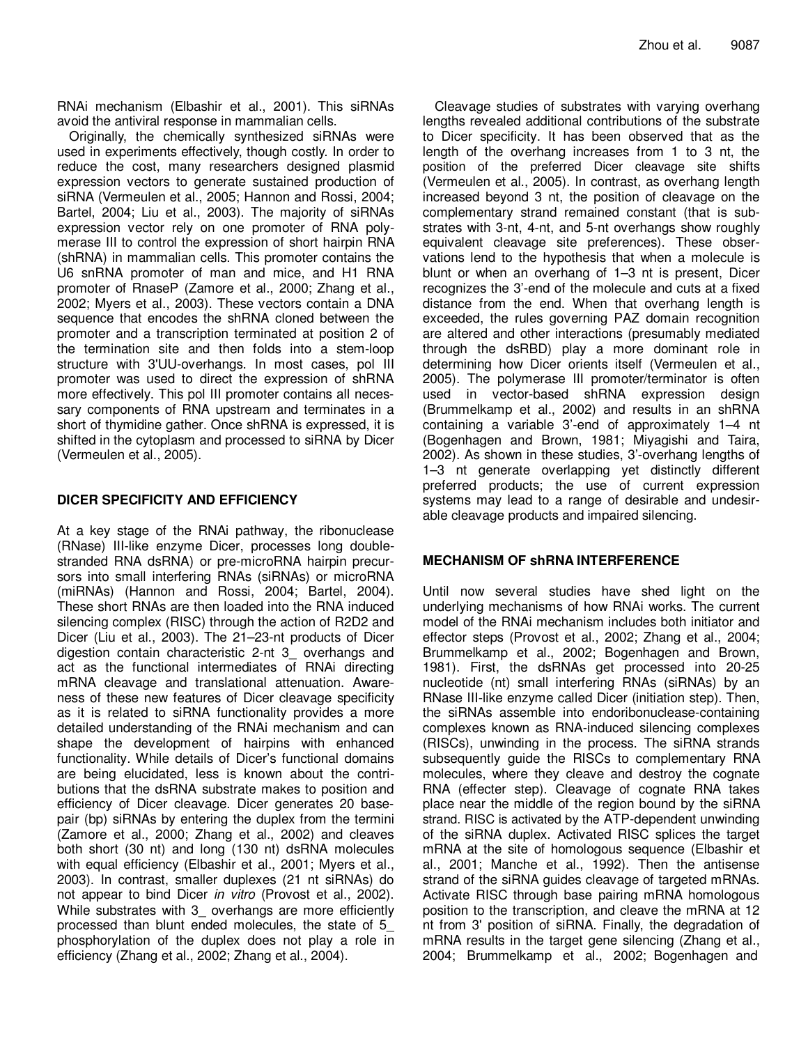RNAi mechanism (Elbashir et al., 2001). This siRNAs avoid the antiviral response in mammalian cells.

Originally, the chemically synthesized siRNAs were used in experiments effectively, though costly. In order to reduce the cost, many researchers designed plasmid expression vectors to generate sustained production of siRNA (Vermeulen et al., 2005; Hannon and Rossi, 2004; Bartel, 2004; Liu et al., 2003). The majority of siRNAs expression vector rely on one promoter of RNA polymerase III to control the expression of short hairpin RNA (shRNA) in mammalian cells. This promoter contains the U6 snRNA promoter of man and mice, and H1 RNA promoter of RnaseP (Zamore et al., 2000; Zhang et al., 2002; Myers et al., 2003). These vectors contain a DNA sequence that encodes the shRNA cloned between the promoter and a transcription terminated at position 2 of the termination site and then folds into a stem-loop structure with 3'UU-overhangs. In most cases, pol III promoter was used to direct the expression of shRNA more effectively. This pol III promoter contains all necessary components of RNA upstream and terminates in a short of thymidine gather. Once shRNA is expressed, it is shifted in the cytoplasm and processed to siRNA by Dicer (Vermeulen et al., 2005).

## DICER SPECIFICITY AND EFFICIENCY

At a key stage of the RNAi pathway, the ribonuclease (RNase) III-like enzyme Dicer, processes long double-stranded RNA dsRNA) or pre-microRNA hairpin precursors into small interfering RNAs (siRNAs) or microRNA (miRNAs) (Hannon and Rossi, 2004; Bartel, 2004). These short RNAs are then loaded into the RNA induced silencing complex (RISC) through the action of R2D2 and Dicer (Liu et al., 2003). The 21–23-nt products of Dicer digestion contain characteristic 2-nt 3_ overhangs and act as the functional intermediates of RNAi directing mRNA cleavage and translational attenuation. Awareness of these new features of Dicer cleavage specificity as it is related to siRNA functionality provides a more detailed understanding of the RNAi mechanism and can shape the development of hairpins with enhanced functionality. While details of Dicer's functional domains are being elucidated, less is known about the contributions that the dsRNA substrate makes to position and efficiency of Dicer cleavage. Dicer generates 20 base-pair (bp) siRNAs by entering the duplex from the termini (Zamore et al., 2000; Zhang et al., 2002) and cleaves both short (30 nt) and long (130 nt) dsRNA molecules with equal efficiency (Elbashir et al., 2001; Myers et al., 2003). In contrast, smaller duplexes (21 nt siRNAs) do not appear to bind Dicer *in vitro* (Provost et al., 2002). While substrates with 3_ overhangs are more efficiently processed than blunt ended molecules, the state of 5_ phosphorylation of the duplex does not play a role in efficiency (Zhang et al., 2002; Zhang et al., 2004).

Cleavage studies of substrates with varying overhang lengths revealed additional contributions of the substrate to Dicer specificity. It has been observed that as the length of the overhang increases from 1 to 3 nt, the position of the preferred Dicer cleavage site shifts (Vermeulen et al., 2005). In contrast, as overhang length increased beyond 3 nt, the position of cleavage on the complementary strand remained constant (that is substrates with 3-nt, 4-nt, and 5-nt overhangs show roughly equivalent cleavage site preferences). These observations lend to the hypothesis that when a molecule is blunt or when an overhang of 1–3 nt is present, Dicer recognizes the 3'-end of the molecule and cuts at a fixed distance from the end. When that overhang length is exceeded, the rules governing PAZ domain recognition are altered and other interactions (presumably mediated through the dsRBD) play a more dominant role in determining how Dicer orients itself (Vermeulen et al., 2005). The polymerase III promoter/terminator is often used in vector-based shRNA expression design (Brummelkamp et al., 2002) and results in an shRNA containing a variable 3'-end of approximately 1–4 nt (Bogenhagen and Brown, 1981; Miyagishi and Taira, 2002). As shown in these studies, 3'-overhang lengths of 1–3 nt generate overlapping yet distinctly different preferred products; the use of current expression systems may lead to a range of desirable and undesirable cleavage products and impaired silencing.

## MECHANISM OF shRNA INTERFERENCE

Until now several studies have shed light on the underlying mechanisms of how RNAi works. The current model of the RNAi mechanism includes both initiator and effector steps (Provost et al., 2002; Zhang et al., 2004; Brummelkamp et al., 2002; Bogenhagen and Brown, 1981). First, the dsRNAs get processed into 20-25 nucleotide (nt) small interfering RNAs (siRNAs) by an RNase III-like enzyme called Dicer (initiation step). Then, the siRNAs assemble into endoribonuclease-containing complexes known as RNA-induced silencing complexes (RISCs), unwinding in the process. The siRNA strands subsequently guide the RISCs to complementary RNA molecules, where they cleave and destroy the cognate RNA (effecter step). Cleavage of cognate RNA takes place near the middle of the region bound by the siRNA strand. RISC is activated by the ATP-dependent unwinding of the siRNA duplex. Activated RISC splices the target mRNA at the site of homologous sequence (Elbashir et al., 2001; Manche et al., 1992). Then the antisense strand of the siRNA guides cleavage of targeted mRNAs. Activate RISC through base pairing mRNA homologous position to the transcription, and cleave the mRNA at 12 nt from 3' position of siRNA. Finally, the degradation of mRNA results in the target gene silencing (Zhang et al., 2004; Brummelkamp et al., 2002; Bogenhagen and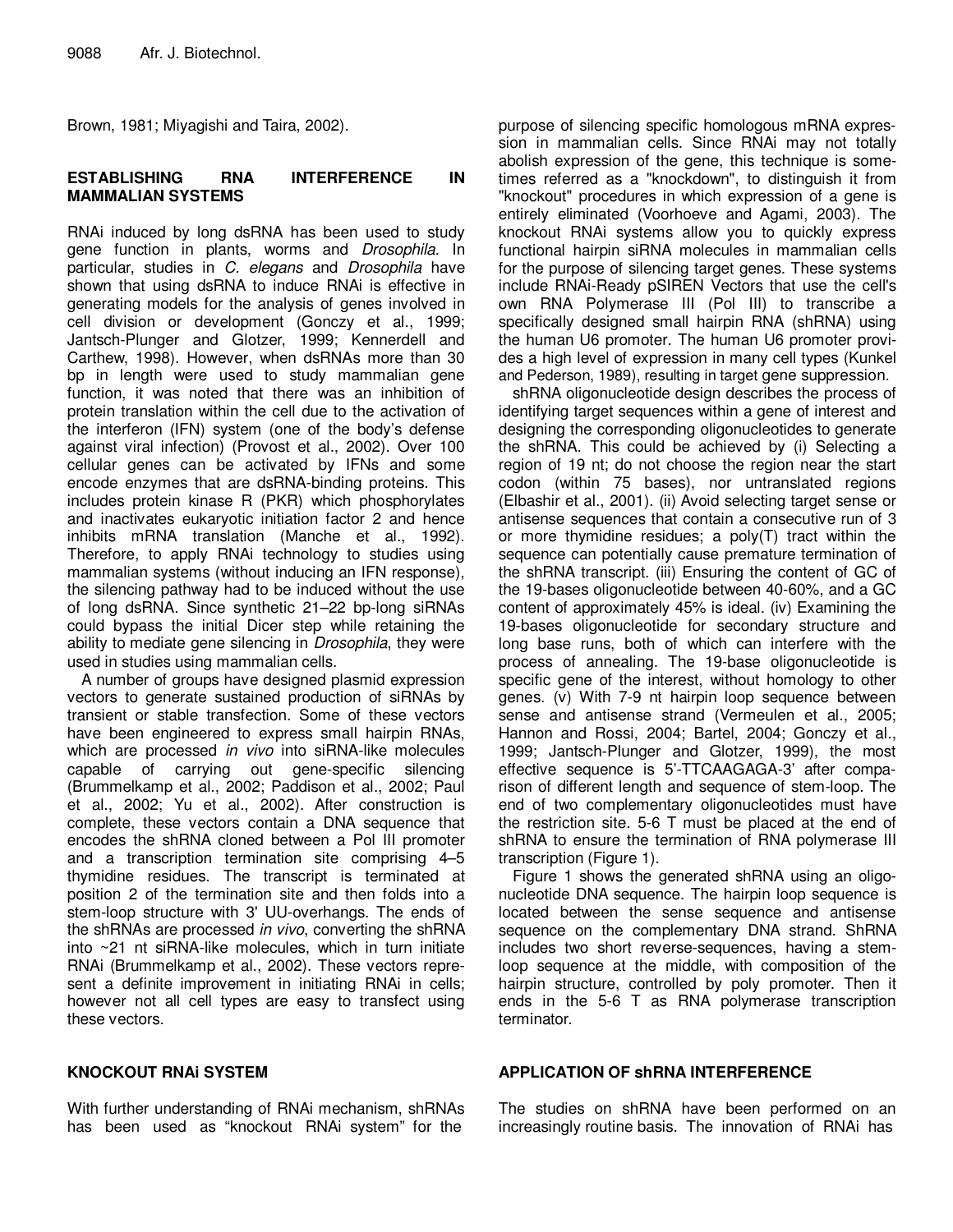Brown, 1981; Miyagishi and Taira, 2002).

## ESTABLISHING RNA INTERFERENCE IN MAMMALIAN SYSTEMS

RNAi induced by long dsRNA has been used to study gene function in plants, worms and *Drosophila*. In particular, studies in *C. elegans* and *Drosophila* have shown that using dsRNA to induce RNAi is effective in generating models for the analysis of genes involved in cell division or development (Gonczy et al., 1999; Jantsch-Plunger and Glotzer, 1999; Kennerdell and Carthew, 1998). However, when dsRNAs more than 30 bp in length were used to study mammalian gene function, it was noted that there was an inhibition of protein translation within the cell due to the activation of the interferon (IFN) system (one of the body's defense against viral infection) (Provost et al., 2002). Over 100 cellular genes can be activated by IFNs and some encode enzymes that are dsRNA-binding proteins. This includes protein kinase R (PKR) which phosphorylates and inactivates eukaryotic initiation factor 2 and hence inhibits mRNA translation (Manche et al., 1992). Therefore, to apply RNAi technology to studies using mammalian systems (without inducing an IFN response), the silencing pathway had to be induced without the use of long dsRNA. Since synthetic 21–22 bp-long siRNAs could bypass the initial Dicer step while retaining the ability to mediate gene silencing in *Drosophila*, they were used in studies using mammalian cells.

A number of groups have designed plasmid expression vectors to generate sustained production of siRNAs by transient or stable transfection. Some of these vectors have been engineered to express small hairpin RNAs, which are processed *in vivo* into siRNA-like molecules capable of carrying out gene-specific silencing (Brummelkamp et al., 2002; Paddison et al., 2002; Paul et al., 2002; Yu et al., 2002). After construction is complete, these vectors contain a DNA sequence that encodes the shRNA cloned between a Pol III promoter and a transcription termination site comprising 4–5 thymidine residues. The transcript is terminated at position 2 of the termination site and then folds into a stem-loop structure with 3' UU-overhangs. The ends of the shRNAs are processed *in vivo*, converting the shRNA into ~21 nt siRNA-like molecules, which in turn initiate RNAi (Brummelkamp et al., 2002). These vectors represent a definite improvement in initiating RNAi in cells; however not all cell types are easy to transfect using these vectors.

## KNOCKOUT RNAi SYSTEM

With further understanding of RNAi mechanism, shRNAs has been used as "knockout RNAi system" for the purpose of silencing specific homologous mRNA expression in mammalian cells. Since RNAi may not totally abolish expression of the gene, this technique is sometimes referred as a "knockdown", to distinguish it from "knockout" procedures in which expression of a gene is entirely eliminated (Voorhoeve and Agami, 2003). The knockout RNAi systems allow you to quickly express functional hairpin siRNA molecules in mammalian cells for the purpose of silencing target genes. These systems include RNAi-Ready pSIREN Vectors that use the cell's own RNA Polymerase III (Pol III) to transcribe a specifically designed small hairpin RNA (shRNA) using the human U6 promoter. The human U6 promoter provides a high level of expression in many cell types (Kunkel and Pederson, 1989), resulting in target gene suppression.

shRNA oligonucleotide design describes the process of identifying target sequences within a gene of interest and designing the corresponding oligonucleotides to generate the shRNA. This could be achieved by (i) Selecting a region of 19 nt; do not choose the region near the start codon (within 75 bases), nor untranslated regions (Elbashir et al., 2001). (ii) Avoid selecting target sense or antisense sequences that contain a consecutive run of 3 or more thymidine residues; a poly(T) tract within the sequence can potentially cause premature termination of the shRNA transcript. (iii) Ensuring the content of GC of the 19-bases oligonucleotide between 40-60%, and a GC content of approximately 45% is ideal. (iv) Examining the 19-bases oligonucleotide for secondary structure and long base runs, both of which can interfere with the process of annealing. The 19-base oligonucleotide is specific gene of the interest, without homology to other genes. (v) With 7-9 nt hairpin loop sequence between sense and antisense strand (Vermeulen et al., 2005; Hannon and Rossi, 2004; Bartel, 2004; Gonczy et al., 1999; Jantsch-Plunger and Glotzer, 1999), the most effective sequence is 5'-TTCAAGAGA-3' after comparison of different length and sequence of stem-loop. The end of two complementary oligonucleotides must have the restriction site. 5-6 T must be placed at the end of shRNA to ensure the termination of RNA polymerase III transcription (Figure 1).

Figure 1 shows the generated shRNA using an oligonucleotide DNA sequence. The hairpin loop sequence is located between the sense sequence and antisense sequence on the complementary DNA strand. ShRNA includes two short reverse-sequences, having a stem-loop sequence at the middle, with composition of the hairpin structure, controlled by poly promoter. Then it ends in the 5-6 T as RNA polymerase transcription terminator.

## APPLICATION OF shRNA INTERFERENCE

The studies on shRNA have been performed on an increasingly routine basis. The innovation of RNAi has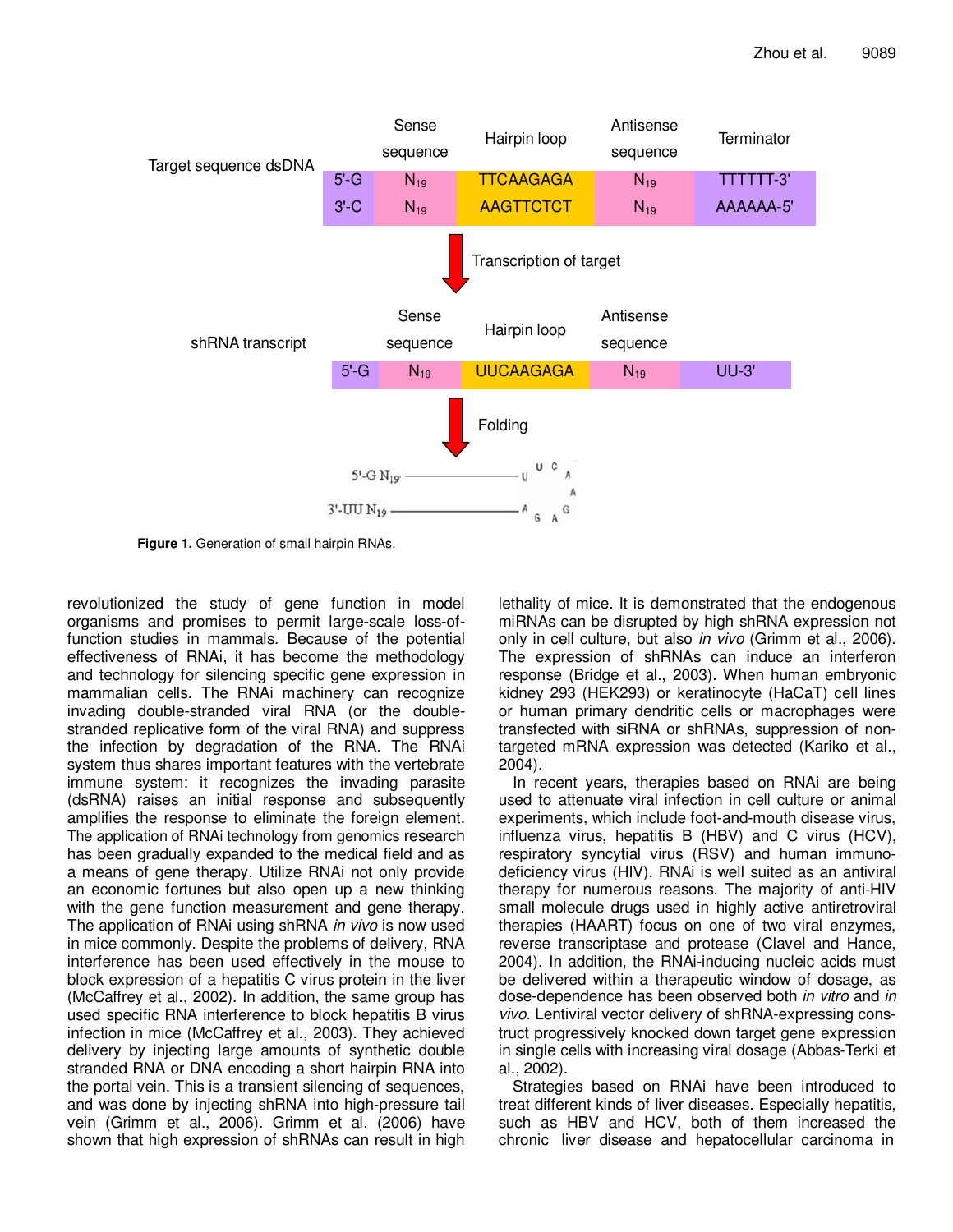Figure 1. Generation of small hairpin RNAs.

revolutionized the study of gene function in model organisms and promises to permit large-scale loss-of-function studies in mammals. Because of the potential effectiveness of RNAi, it has become the methodology and technology for silencing specific gene expression in mammalian cells. The RNAi machinery can recognize invading double-stranded viral RNA (or the double-stranded replicative form of the viral RNA) and suppress the infection by degradation of the RNA. The RNAi system thus shares important features with the vertebrate immune system: it recognizes the invading parasite (dsRNA) raises an initial response and subsequently amplifies the response to eliminate the foreign element. The application of RNAi technology from genomics research has been gradually expanded to the medical field and as a means of gene therapy. Utilize RNAi not only provide an economic fortunes but also open up a new thinking with the gene function measurement and gene therapy. The application of RNAi using shRNA *in vivo* is now used in mice commonly. Despite the problems of delivery, RNA interference has been used effectively in the mouse to block expression of a hepatitis C virus protein in the liver (McCaffrey et al., 2002). In addition, the same group has used specific RNA interference to block hepatitis B virus infection in mice (McCaffrey et al., 2003). They achieved delivery by injecting large amounts of synthetic double stranded RNA or DNA encoding a short hairpin RNA into the portal vein. This is a transient silencing of sequences, and was done by injecting shRNA into high-pressure tail vein (Grimm et al., 2006). Grimm et al. (2006) have shown that high expression of shRNAs can result in high lethality of mice. It is demonstrated that the endogenous miRNAs can be disrupted by high shRNA expression not only in cell culture, but also *in vivo* (Grimm et al., 2006). The expression of shRNAs can induce an interferon response (Bridge et al., 2003). When human embryonic kidney 293 (HEK293) or keratinocyte (HaCaT) cell lines or human primary dendritic cells or macrophages were transfected with siRNA or shRNAs, suppression of non-targeted mRNA expression was detected (Kariko et al., 2004).

In recent years, therapies based on RNAi are being used to attenuate viral infection in cell culture or animal experiments, which include foot-and-mouth disease virus, influenza virus, hepatitis B (HBV) and C virus (HCV), respiratory syncytial virus (RSV) and human immunodeficiency virus (HIV). RNAi is well suited as an antiviral therapy for numerous reasons. The majority of anti-HIV small molecule drugs used in highly active antiretroviral therapies (HAART) focus on one of two viral enzymes, reverse transcriptase and protease (Clavel and Hance, 2004). In addition, the RNAi-inducing nucleic acids must be delivered within a therapeutic window of dosage, as dose-dependence has been observed both *in vitro* and *in vivo*. Lentiviral vector delivery of shRNA-expressing construct progressively knocked down target gene expression in single cells with increasing viral dosage (Abbas-Terki et al., 2002).

Strategies based on RNAi have been introduced to treat different kinds of liver diseases. Especially hepatitis, such as HBV and HCV, both of them increased the chronic liver disease and hepatocellular carcinoma in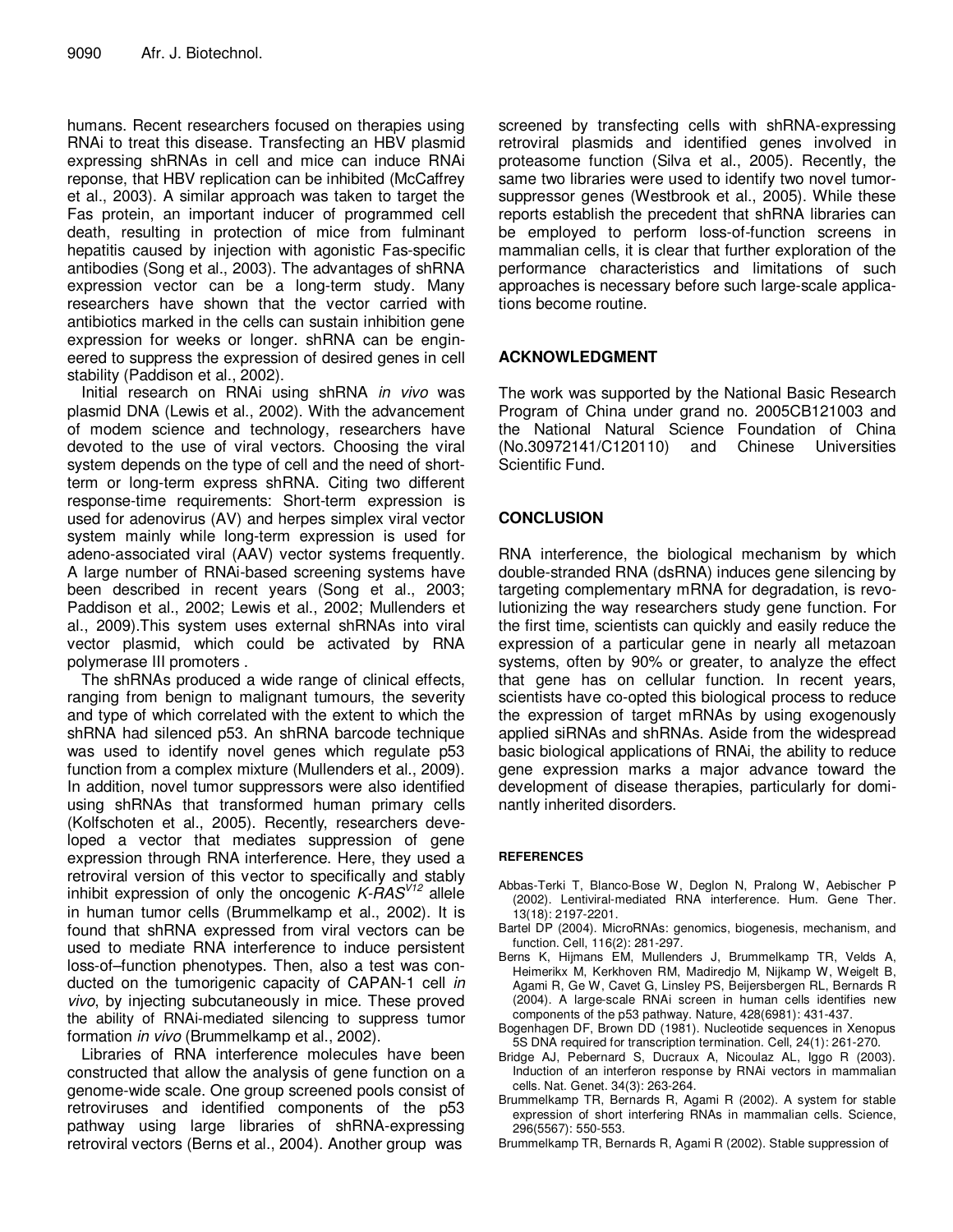humans. Recent researchers focused on therapies using RNAi to treat this disease. Transfecting an HBV plasmid expressing shRNAs in cell and mice can induce RNAi reponse, that HBV replication can be inhibited (McCaffrey et al., 2003). A similar approach was taken to target the Fas protein, an important inducer of programmed cell death, resulting in protection of mice from fulminant hepatitis caused by injection with agonistic Fas-specific antibodies (Song et al., 2003). The advantages of shRNA expression vector can be a long-term study. Many researchers have shown that the vector carried with antibiotics marked in the cells can sustain inhibition gene expression for weeks or longer. shRNA can be engineered to suppress the expression of desired genes in cell stability (Paddison et al., 2002).

Initial research on RNAi using shRNA *in vivo* was plasmid DNA (Lewis et al., 2002). With the advancement of modem science and technology, researchers have devoted to the use of viral vectors. Choosing the viral system depends on the type of cell and the need of short-term or long-term express shRNA. Citing two different response-time requirements: Short-term expression is used for adenovirus (AV) and herpes simplex viral vector system mainly while long-term expression is used for adeno-associated viral (AAV) vector systems frequently. A large number of RNAi-based screening systems have been described in recent years (Song et al., 2003; Paddison et al., 2002; Lewis et al., 2002; Mullenders et al., 2009).This system uses external shRNAs into viral vector plasmid, which could be activated by RNA polymerase III promoters .

The shRNAs produced a wide range of clinical effects, ranging from benign to malignant tumours, the severity and type of which correlated with the extent to which the shRNA had silenced p53. An shRNA barcode technique was used to identify novel genes which regulate p53 function from a complex mixture (Mullenders et al., 2009). In addition, novel tumor suppressors were also identified using shRNAs that transformed human primary cells (Kolfschoten et al., 2005). Recently, researchers developed a vector that mediates suppression of gene expression through RNA interference. Here, they used a retroviral version of this vector to specifically and stably inhibit expression of only the oncogenic *K-RAS*$^{V12}$ allele in human tumor cells (Brummelkamp et al., 2002). It is found that shRNA expressed from viral vectors can be used to mediate RNA interference to induce persistent loss-of–function phenotypes. Then, also a test was conducted on the tumorigenic capacity of CAPAN-1 cell *in vivo*, by injecting subcutaneously in mice. These proved the ability of RNAi-mediated silencing to suppress tumor formation *in vivo* (Brummelkamp et al., 2002).

Libraries of RNA interference molecules have been constructed that allow the analysis of gene function on a genome-wide scale. One group screened pools consist of retroviruses and identified components of the p53 pathway using large libraries of shRNA-expressing retroviral vectors (Berns et al., 2004). Another group was screened by transfecting cells with shRNA-expressing retroviral plasmids and identified genes involved in proteasome function (Silva et al., 2005). Recently, the same two libraries were used to identify two novel tumor-suppressor genes (Westbrook et al., 2005). While these reports establish the precedent that shRNA libraries can be employed to perform loss-of-function screens in mammalian cells, it is clear that further exploration of the performance characteristics and limitations of such approaches is necessary before such large-scale applications become routine.

## ACKNOWLEDGMENT

The work was supported by the National Basic Research Program of China under grand no. 2005CB121003 and the National Natural Science Foundation of China (No.30972141/C120110) and Chinese Universities Scientific Fund.

## CONCLUSION

RNA interference, the biological mechanism by which double-stranded RNA (dsRNA) induces gene silencing by targeting complementary mRNA for degradation, is revolutionizing the way researchers study gene function. For the first time, scientists can quickly and easily reduce the expression of a particular gene in nearly all metazoan systems, often by 90% or greater, to analyze the effect that gene has on cellular function. In recent years, scientists have co-opted this biological process to reduce the expression of target mRNAs by using exogenously applied siRNAs and shRNAs. Aside from the widespread basic biological applications of RNAi, the ability to reduce gene expression marks a major advance toward the development of disease therapies, particularly for dominantly inherited disorders.

## REFERENCES

Abbas-Terki T, Blanco-Bose W, Deglon N, Pralong W, Aebischer P (2002). Lentiviral-mediated RNA interference. Hum. Gene Ther. 13(18): 2197-2201.

Bartel DP (2004). MicroRNAs: genomics, biogenesis, mechanism, and function. Cell, 116(2): 281-297.

Berns K, Hijmans EM, Mullenders J, Brummelkamp TR, Velds A, Heimerikx M, Kerkhoven RM, Madiredjo M, Nijkamp W, Weigelt B, Agami R, Ge W, Cavet G, Linsley PS, Beijersbergen RL, Bernards R (2004). A large-scale RNAi screen in human cells identifies new components of the p53 pathway. Nature, 428(6981): 431-437.

Bogenhagen DF, Brown DD (1981). Nucleotide sequences in Xenopus 5S DNA required for transcription termination. Cell, 24(1): 261-270.

Bridge AJ, Pebernard S, Ducraux A, Nicoulaz AL, Iggo R (2003). Induction of an interferon response by RNAi vectors in mammalian cells. Nat. Genet. 34(3): 263-264.

Brummelkamp TR, Bernards R, Agami R (2002). A system for stable expression of short interfering RNAs in mammalian cells. Science, 296(5567): 550-553.

Brummelkamp TR, Bernards R, Agami R (2002). Stable suppression of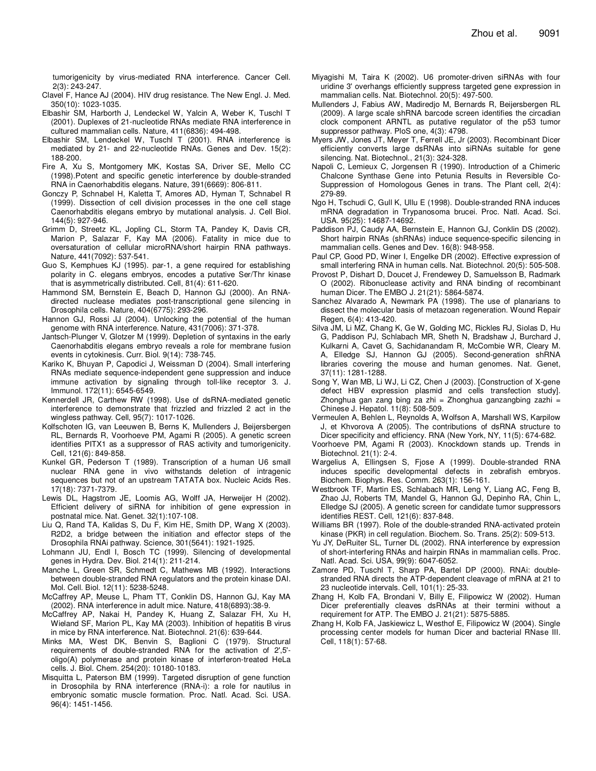tumorigenicity by virus-mediated RNA interference. Cancer Cell. 2(3): 243-247.

Clavel F, Hance AJ (2004). HIV drug resistance. The New Engl. J. Med. 350(10): 1023-1035.

Elbashir SM, Harborth J, Lendeckel W, Yalcin A, Weber K, Tuschl T (2001). Duplexes of 21-nucleotide RNAs mediate RNA interference in cultured mammalian cells. Nature, 411(6836): 494-498.

Elbashir SM, Lendeckel W, Tuschl T (2001). RNA interference is mediated by 21- and 22-nucleotide RNAs. Genes and Dev. 15(2): 188-200.

Fire A, Xu S, Montgomery MK, Kostas SA, Driver SE, Mello CC (1998).Potent and specific genetic interference by double-stranded RNA in Caenorhabditis elegans. Nature, 391(6669): 806-811.

Gonczy P, Schnabel H, Kaletta T, Amores AD, Hyman T, Schnabel R (1999). Dissection of cell division processes in the one cell stage Caenorhabditis elegans embryo by mutational analysis. J. Cell Biol. 144(5): 927-946.

Grimm D, Streetz KL, Jopling CL, Storm TA, Pandey K, Davis CR, Marion P, Salazar F, Kay MA (2006). Fatality in mice due to oversaturation of cellular microRNA/short hairpin RNA pathways. Nature, 441(7092): 537-541.

Guo S, Kemphues KJ (1995). par-1, a gene required for establishing polarity in C. elegans embryos, encodes a putative Ser/Thr kinase that is asymmetrically distributed. Cell, 81(4): 611-620.

Hammond SM, Bernstein E, Beach D, Hannon GJ (2000). An RNA-directed nuclease mediates post-transcriptional gene silencing in Drosophila cells. Nature, 404(6775): 293-296.

Hannon GJ, Rossi JJ (2004). Unlocking the potential of the human genome with RNA interference. Nature, 431(7006): 371-378.

Jantsch-Plunger V, Glotzer M (1999). Depletion of syntaxins in the early Caenorhabditis elegans embryo reveals a role for membrane fusion events in cytokinesis. Curr. Biol. 9(14): 738-745.

Kariko K, Bhuyan P, Capodici J, Weissman D (2004). Small interfering RNAs mediate sequence-independent gene suppression and induce immune activation by signaling through toll-like receptor 3. J. Immunol. 172(11): 6545-6549.

Kennerdell JR, Carthew RW (1998). Use of dsRNA-mediated genetic interference to demonstrate that frizzled and frizzled 2 act in the wingless pathway. Cell, 95(7): 1017-1026.

Kolfschoten IG, van Leeuwen B, Berns K, Mullenders J, Beijersbergen RL, Bernards R, Voorhoeve PM, Agami R (2005). A genetic screen identifies PITX1 as a suppressor of RAS activity and tumorigenicity. Cell, 121(6): 849-858.

Kunkel GR, Pederson T (1989). Transcription of a human U6 small nuclear RNA gene in vivo withstands deletion of intragenic sequences but not of an upstream TATATA box. Nucleic Acids Res. 17(18): 7371-7379.

Lewis DL, Hagstrom JE, Loomis AG, Wolff JA, Herweijer H (2002). Efficient delivery of siRNA for inhibition of gene expression in postnatal mice. Nat. Genet. 32(1):107-108.

Liu Q, Rand TA, Kalidas S, Du F, Kim HE, Smith DP, Wang X (2003). R2D2, a bridge between the initiation and effector steps of the Drosophila RNAi pathway. Science, 301(5641): 1921-1925.

Lohmann JU, Endl I, Bosch TC (1999). Silencing of developmental genes in Hydra. Dev. Biol. 214(1): 211-214.

Manche L, Green SR, Schmedt C, Mathews MB (1992). Interactions between double-stranded RNA regulators and the protein kinase DAI. Mol. Cell. Biol. 12(11): 5238-5248.

McCaffrey AP, Meuse L, Pham TT, Conklin DS, Hannon GJ, Kay MA (2002). RNA interference in adult mice. Nature, 418(6893):38-9.

McCaffrey AP, Nakai H, Pandey K, Huang Z, Salazar FH, Xu H, Wieland SF, Marion PL, Kay MA (2003). Inhibition of hepatitis B virus in mice by RNA interference. Nat. Biotechnol. 21(6): 639-644.

Minks MA, West DK, Benvin S, Baglioni C (1979). Structural requirements of double-stranded RNA for the activation of 2',5'-oligo(A) polymerase and protein kinase of interferon-treated HeLa cells. J. Biol. Chem. 254(20): 10180-10183.

Misquitta L, Paterson BM (1999). Targeted disruption of gene function in Drosophila by RNA interference (RNA-i): a role for nautilus in embryonic somatic muscle formation. Proc. Natl. Acad. Sci. USA. 96(4): 1451-1456.

Miyagishi M, Taira K (2002). U6 promoter-driven siRNAs with four uridine 3' overhangs efficiently suppress targeted gene expression in mammalian cells. Nat. Biotechnol. 20(5): 497-500.

Mullenders J, Fabius AW, Madiredjo M, Bernards R, Beijersbergen RL (2009). A large scale shRNA barcode screen identifies the circadian clock component ARNTL as putative regulator of the p53 tumor suppressor pathway. PloS one, 4(3): 4798.

Myers JW, Jones JT, Meyer T, Ferrell JE, Jr (2003). Recombinant Dicer efficiently converts large dsRNAs into siRNAs suitable for gene silencing. Nat. Biotechnol., 21(3): 324-328.

Napoli C, Lemieux C, Jorgensen R (1990). Introduction of a Chimeric Chalcone Synthase Gene into Petunia Results in Reversible Co-Suppression of Homologous Genes in trans. The Plant cell, 2(4): 279-89.

Ngo H, Tschudi C, Gull K, Ullu E (1998). Double-stranded RNA induces mRNA degradation in Trypanosoma brucei. Proc. Natl. Acad. Sci. USA. 95(25): 14687-14692.

Paddison PJ, Caudy AA, Bernstein E, Hannon GJ, Conklin DS (2002). Short hairpin RNAs (shRNAs) induce sequence-specific silencing in mammalian cells. Genes and Dev. 16(8): 948-958.

Paul CP, Good PD, Winer I, Engelke DR (2002). Effective expression of small interfering RNA in human cells. Nat. Biotechnol. 20(5): 505-508.

Provost P, Dishart D, Doucet J, Frendewey D, Samuelsson B, Radmark O (2002). Ribonuclease activity and RNA binding of recombinant human Dicer. The EMBO J. 21(21): 5864-5874.

Sanchez Alvarado A, Newmark PA (1998). The use of planarians to dissect the molecular basis of metazoan regeneration. Wound Repair Regen, 6(4): 413-420.

Silva JM, Li MZ, Chang K, Ge W, Golding MC, Rickles RJ, Siolas D, Hu G, Paddison PJ, Schlabach MR, Sheth N, Bradshaw J, Burchard J, Kulkarni A, Cavet G, Sachidanandam R, McCombie WR, Cleary M. A, Elledge SJ, Hannon GJ (2005). Second-generation shRNA libraries covering the mouse and human genomes. Nat. Genet, 37(11): 1281-1288.

Song Y, Wan MB, Li WJ, Li CZ, Chen J (2003). [Construction of X-gene defect HBV expression plasmid and cells transfection study]. Zhonghua gan zang bing za zhi = Zhonghua ganzangbing zazhi = Chinese J. Hepatol. 11(8): 508-509.

Vermeulen A, Behlen L, Reynolds A, Wolfson A, Marshall WS, Karpilow J, et Khvorova A (2005). The contributions of dsRNA structure to Dicer specificity and efficiency. RNA (New York, NY, 11(5): 674-682.

Voorhoeve PM, Agami R (2003). Knockdown stands up. Trends in Biotechnol. 21(1): 2-4.

Wargelius A, Ellingsen S, Fjose A (1999). Double-stranded RNA induces specific developmental defects in zebrafish embryos. Biochem. Biophys. Res. Comm. 263(1): 156-161.

Westbrook TF, Martin ES, Schlabach MR, Leng Y, Liang AC, Feng B, Zhao JJ, Roberts TM, Mandel G, Hannon GJ, Depinho RA, Chin L, Elledge SJ (2005). A genetic screen for candidate tumor suppressors identifies REST. Cell, 121(6): 837-848.

Williams BR (1997). Role of the double-stranded RNA-activated protein kinase (PKR) in cell regulation. Biochem. So. Trans. 25(2): 509-513.

Yu JY, DeRuiter SL, Turner DL (2002). RNA interference by expression of short-interfering RNAs and hairpin RNAs in mammalian cells. Proc. Natl. Acad. Sci. USA, 99(9): 6047-6052.

Zamore PD, Tuschl T, Sharp PA, Bartel DP (2000). RNAi: double-stranded RNA directs the ATP-dependent cleavage of mRNA at 21 to 23 nucleotide intervals. Cell, 101(1): 25-33.

Zhang H, Kolb FA, Brondani V, Billy E, Filipowicz W (2002). Human Dicer preferentially cleaves dsRNAs at their termini without a requirement for ATP. The EMBO J. 21(21): 5875-5885.

Zhang H, Kolb FA, Jaskiewicz L, Westhof E, Filipowicz W (2004). Single processing center models for human Dicer and bacterial RNase III. Cell, 118(1): 57-68.